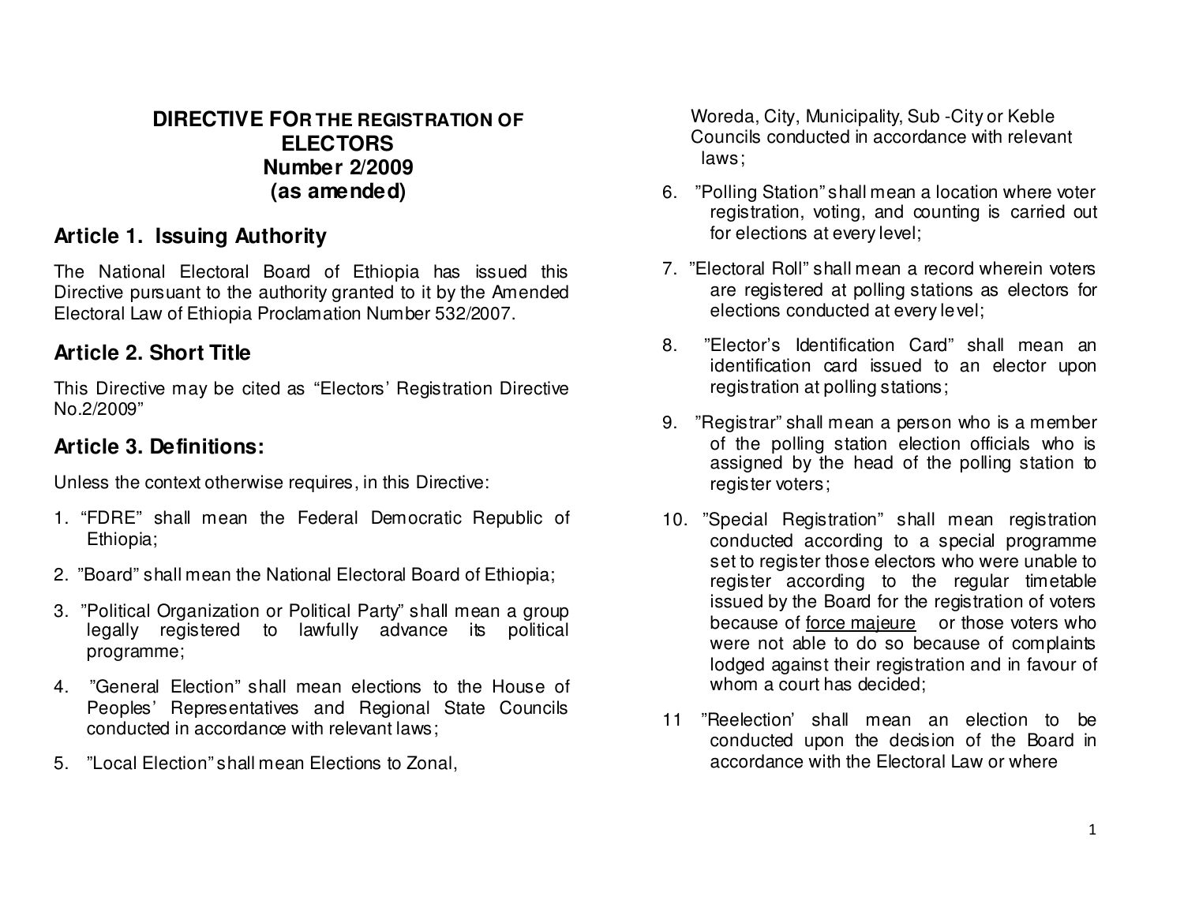# DIRECTIVE FOR THE REGISTRATION OF ELECTORS Number 2/2009 (as amended)

## Article 1. Issuing Authority

The National Electoral Board of Ethiopia has issued this Directive pursuant to the authority granted to it by the Amended Electoral Law of Ethiopia Proclamation Number 532/2007.

## Article 2. Short Title

This Directive may be cited as "Electors' Registration Directive No.2/2009"

## Article 3. Definitions:

Unless the context otherwise requires, in this Directive:

1. "FDRE" shall mean the Federal Democratic Republic of Ethiopia;
2. "Board" shall mean the National Electoral Board of Ethiopia;
3. "Political Organization or Political Party" shall mean a group legally registered to lawfully advance its political programme;
4. "General Election" shall mean elections to the House of Peoples' Representatives and Regional State Councils conducted in accordance with relevant laws;
5. "Local Election" shall mean Elections to Zonal, Woreda, City, Municipality, Sub -City or Keble Councils conducted in accordance with relevant laws;
6. "Polling Station" shall mean a location where voter registration, voting, and counting is carried out for elections at every level;
7. "Electoral Roll" shall mean a record wherein voters are registered at polling stations as electors for elections conducted at every level;
8. "Elector's Identification Card" shall mean an identification card issued to an elector upon registration at polling stations;
9. "Registrar" shall mean a person who is a member of the polling station election officials who is assigned by the head of the polling station to register voters;
10. "Special Registration" shall mean registration conducted according to a special programme set to register those electors who were unable to register according to the regular timetable issued by the Board for the registration of voters because of force majeure or those voters who were not able to do so because of complaints lodged against their registration and in favour of whom a court has decided;
11. "Reelection' shall mean an election to be conducted upon the decision of the Board in accordance with the Electoral Law or where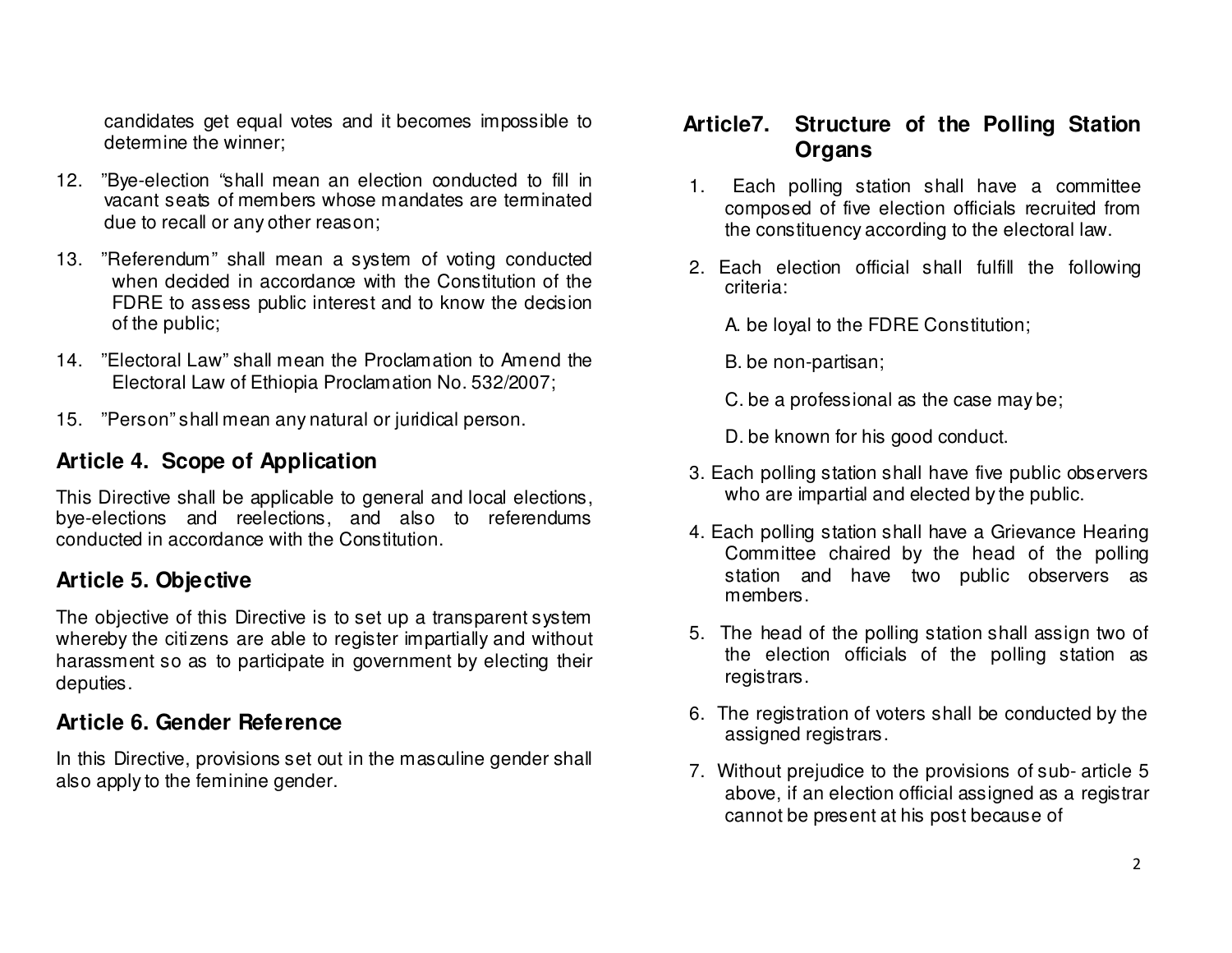candidates get equal votes and it becomes impossible to determine the winner;

12. "Bye-election "shall mean an election conducted to fill in vacant seats of members whose mandates are terminated due to recall or any other reason;

13. "Referendum" shall mean a system of voting conducted when decided in accordance with the Constitution of the FDRE to assess public interest and to know the decision of the public;

14. "Electoral Law" shall mean the Proclamation to Amend the Electoral Law of Ethiopia Proclamation No. 532/2007;

15. "Person" shall mean any natural or juridical person.

## Article 4. Scope of Application

This Directive shall be applicable to general and local elections, bye-elections and reelections, and also to referendums conducted in accordance with the Constitution.

## Article 5. Objective

The objective of this Directive is to set up a transparent system whereby the citizens are able to register impartially and without harassment so as to participate in government by electing their deputies.

## Article 6. Gender Reference

In this Directive, provisions set out in the masculine gender shall also apply to the feminine gender.

## Article7. Structure of the Polling Station Organs

1. Each polling station shall have a committee composed of five election officials recruited from the constituency according to the electoral law.

2. Each election official shall fulfill the following criteria:

   A. be loyal to the FDRE Constitution;

   B. be non-partisan;

   C. be a professional as the case may be;

   D. be known for his good conduct.

3. Each polling station shall have five public observers who are impartial and elected by the public.

4. Each polling station shall have a Grievance Hearing Committee chaired by the head of the polling station and have two public observers as members.

5. The head of the polling station shall assign two of the election officials of the polling station as registrars.

6. The registration of voters shall be conducted by the assigned registrars.

7. Without prejudice to the provisions of sub- article 5 above, if an election official assigned as a registrar cannot be present at his post because of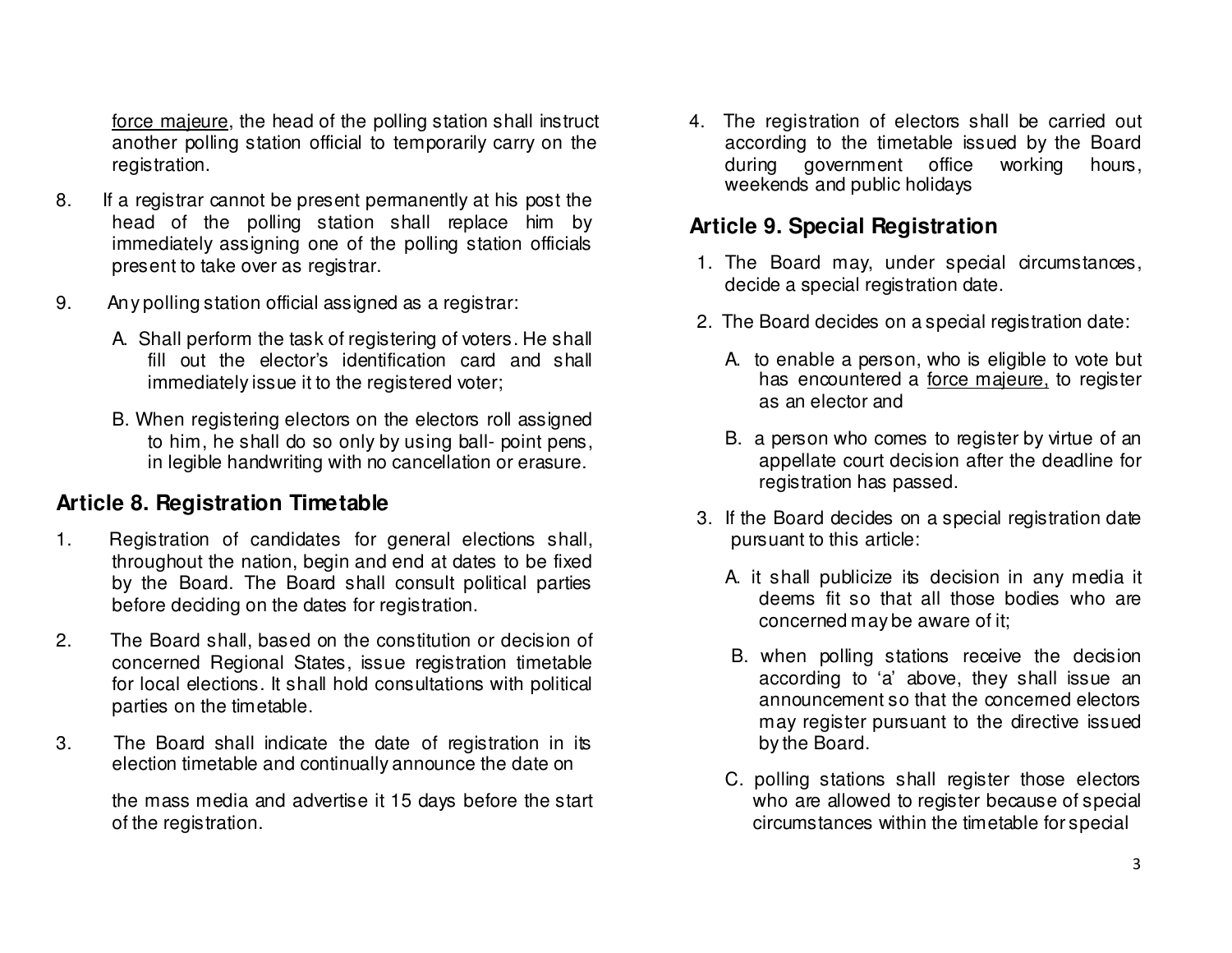force majeure, the head of the polling station shall instruct another polling station official to temporarily carry on the registration.

8. If a registrar cannot be present permanently at his post the head of the polling station shall replace him by immediately assigning one of the polling station officials present to take over as registrar.

9. Any polling station official assigned as a registrar:

   A. Shall perform the task of registering of voters. He shall fill out the elector's identification card and shall immediately issue it to the registered voter;

   B. When registering electors on the electors roll assigned to him, he shall do so only by using ball- point pens, in legible handwriting with no cancellation or erasure.

## Article 8. Registration Timetable

1. Registration of candidates for general elections shall, throughout the nation, begin and end at dates to be fixed by the Board. The Board shall consult political parties before deciding on the dates for registration.

2. The Board shall, based on the constitution or decision of concerned Regional States, issue registration timetable for local elections. It shall hold consultations with political parties on the timetable.

3. The Board shall indicate the date of registration in its election timetable and continually announce the date on the mass media and advertise it 15 days before the start of the registration.

4. The registration of electors shall be carried out according to the timetable issued by the Board during government office working hours, weekends and public holidays

## Article 9. Special Registration

1. The Board may, under special circumstances, decide a special registration date.

2. The Board decides on a special registration date:

   A. to enable a person, who is eligible to vote but has encountered a force majeure, to register as an elector and

   B. a person who comes to register by virtue of an appellate court decision after the deadline for registration has passed.

3. If the Board decides on a special registration date pursuant to this article:

   A. it shall publicize its decision in any media it deems fit so that all those bodies who are concerned may be aware of it;

   B. when polling stations receive the decision according to 'a' above, they shall issue an announcement so that the concerned electors may register pursuant to the directive issued by the Board.

   C. polling stations shall register those electors who are allowed to register because of special circumstances within the timetable for special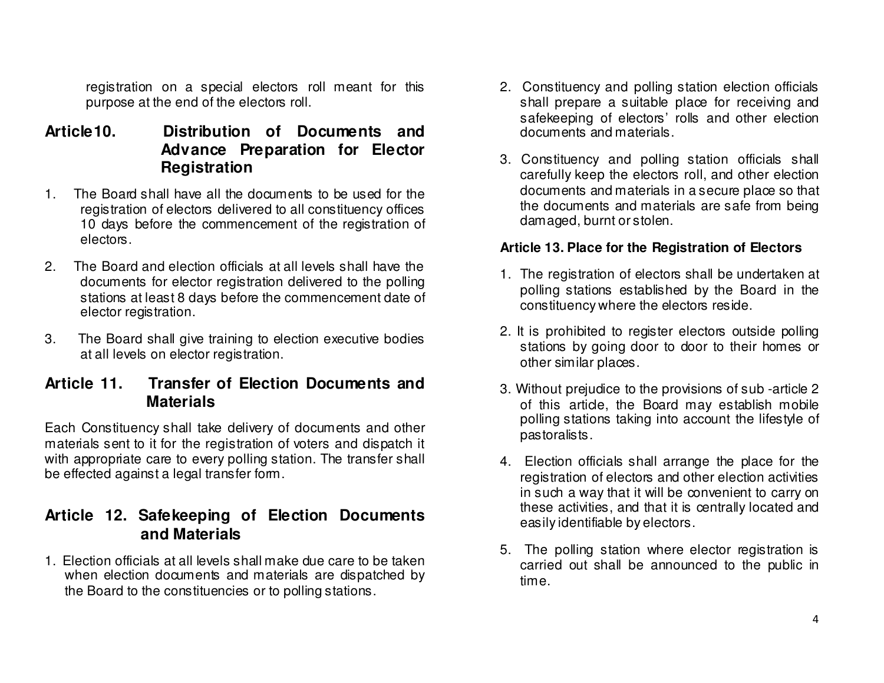registration on a special electors roll meant for this purpose at the end of the electors roll.

## Article 10. Distribution of Documents and Advance Preparation for Elector Registration

1. The Board shall have all the documents to be used for the registration of electors delivered to all constituency offices 10 days before the commencement of the registration of electors.
2. The Board and election officials at all levels shall have the documents for elector registration delivered to the polling stations at least 8 days before the commencement date of elector registration.
3. The Board shall give training to election executive bodies at all levels on elector registration.

## Article 11. Transfer of Election Documents and Materials

Each Constituency shall take delivery of documents and other materials sent to it for the registration of voters and dispatch it with appropriate care to every polling station. The transfer shall be effected against a legal transfer form.

## Article 12. Safekeeping of Election Documents and Materials

1. Election officials at all levels shall make due care to be taken when election documents and materials are dispatched by the Board to the constituencies or to polling stations.
2. Constituency and polling station election officials shall prepare a suitable place for receiving and safekeeping of electors' rolls and other election documents and materials.
3. Constituency and polling station officials shall carefully keep the electors roll, and other election documents and materials in a secure place so that the documents and materials are safe from being damaged, burnt or stolen.

### Article 13. Place for the Registration of Electors

1. The registration of electors shall be undertaken at polling stations established by the Board in the constituency where the electors reside.
2. It is prohibited to register electors outside polling stations by going door to door to their homes or other similar places.
3. Without prejudice to the provisions of sub -article 2 of this article, the Board may establish mobile polling stations taking into account the lifestyle of pastoralists.
4. Election officials shall arrange the place for the registration of electors and other election activities in such a way that it will be convenient to carry on these activities, and that it is centrally located and easily identifiable by electors.
5. The polling station where elector registration is carried out shall be announced to the public in time.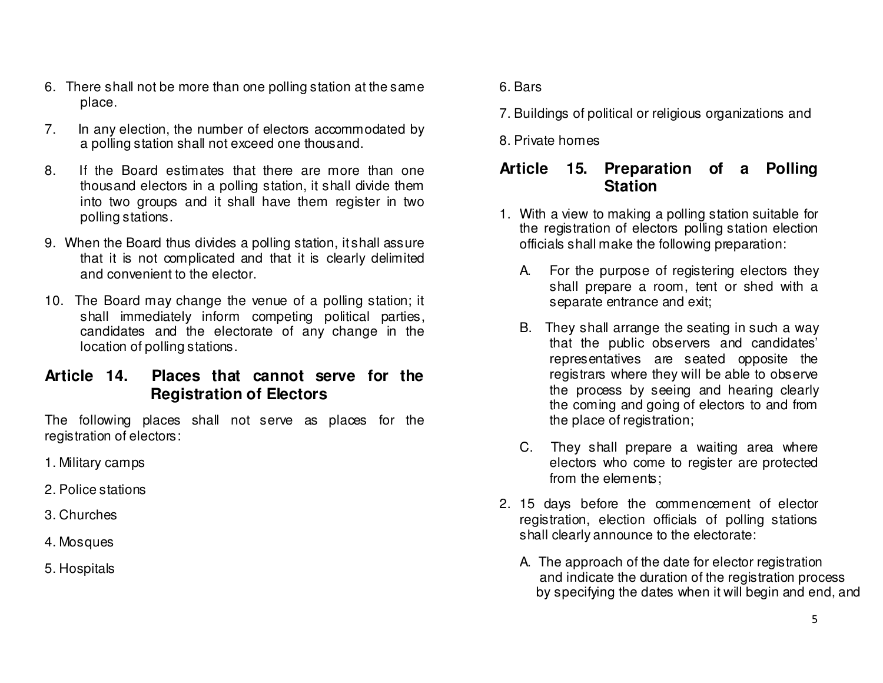6. There shall not be more than one polling station at the same place.

7. In any election, the number of electors accommodated by a polling station shall not exceed one thousand.

8. If the Board estimates that there are more than one thousand electors in a polling station, it shall divide them into two groups and it shall have them register in two polling stations.

9. When the Board thus divides a polling station, it shall assure that it is not complicated and that it is clearly delimited and convenient to the elector.

10. The Board may change the venue of a polling station; it shall immediately inform competing political parties, candidates and the electorate of any change in the location of polling stations.

## Article 14. Places that cannot serve for the Registration of Electors

The following places shall not serve as places for the registration of electors:

1. Military camps
2. Police stations
3. Churches
4. Mosques
5. Hospitals
6. Bars
7. Buildings of political or religious organizations and
8. Private homes

## Article 15. Preparation of a Polling Station

1. With a view to making a polling station suitable for the registration of electors polling station election officials shall make the following preparation:

   A. For the purpose of registering electors they shall prepare a room, tent or shed with a separate entrance and exit;

   B. They shall arrange the seating in such a way that the public observers and candidates' representatives are seated opposite the registrars where they will be able to observe the process by seeing and hearing clearly the coming and going of electors to and from the place of registration;

   C. They shall prepare a waiting area where electors who come to register are protected from the elements;

2. 15 days before the commencement of elector registration, election officials of polling stations shall clearly announce to the electorate:

   A. The approach of the date for elector registration and indicate the duration of the registration process by specifying the dates when it will begin and end, and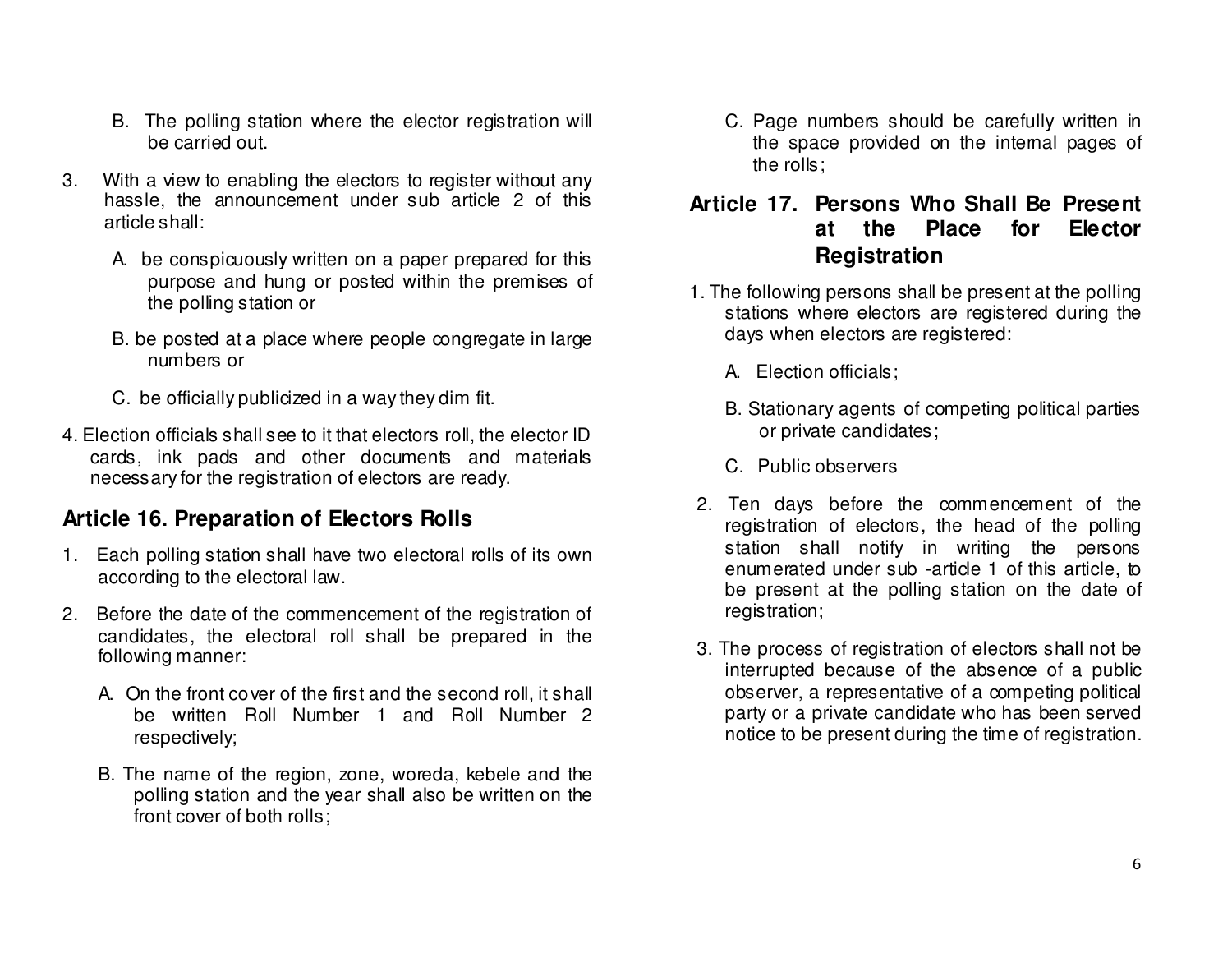B. The polling station where the elector registration will be carried out.

3. With a view to enabling the electors to register without any hassle, the announcement under sub article 2 of this article shall:

   A. be conspicuously written on a paper prepared for this purpose and hung or posted within the premises of the polling station or

   B. be posted at a place where people congregate in large numbers or

   C. be officially publicized in a way they dim fit.

4. Election officials shall see to it that electors roll, the elector ID cards, ink pads and other documents and materials necessary for the registration of electors are ready.

## Article 16. Preparation of Electors Rolls

1. Each polling station shall have two electoral rolls of its own according to the electoral law.

2. Before the date of the commencement of the registration of candidates, the electoral roll shall be prepared in the following manner:

   A. On the front cover of the first and the second roll, it shall be written Roll Number 1 and Roll Number 2 respectively;

   B. The name of the region, zone, woreda, kebele and the polling station and the year shall also be written on the front cover of both rolls;

   C. Page numbers should be carefully written in the space provided on the internal pages of the rolls;

## Article 17. Persons Who Shall Be Present at the Place for Elector Registration

1. The following persons shall be present at the polling stations where electors are registered during the days when electors are registered:

   A. Election officials;

   B. Stationary agents of competing political parties or private candidates;

   C. Public observers

2. Ten days before the commencement of the registration of electors, the head of the polling station shall notify in writing the persons enumerated under sub -article 1 of this article, to be present at the polling station on the date of registration;

3. The process of registration of electors shall not be interrupted because of the absence of a public observer, a representative of a competing political party or a private candidate who has been served notice to be present during the time of registration.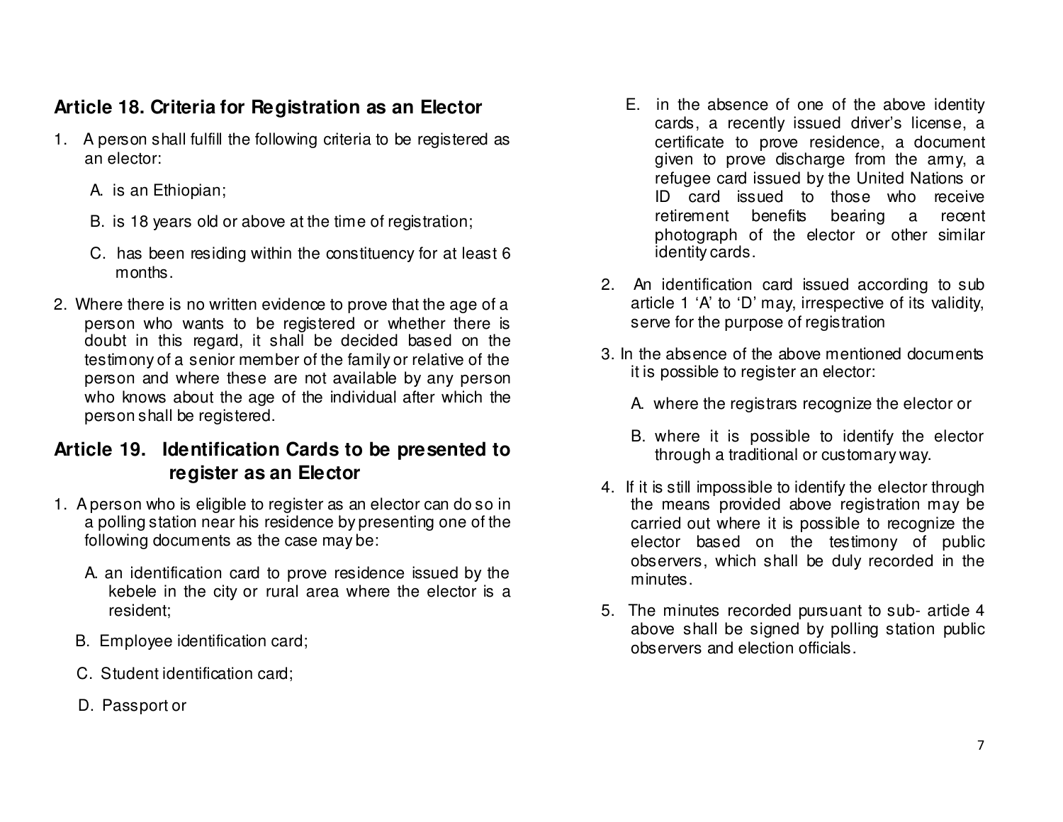## Article 18. Criteria for Registration as an Elector

1. A person shall fulfill the following criteria to be registered as an elector:

   A. is an Ethiopian;

   B. is 18 years old or above at the time of registration;

   C. has been residing within the constituency for at least 6 months.

2. Where there is no written evidence to prove that the age of a person who wants to be registered or whether there is doubt in this regard, it shall be decided based on the testimony of a senior member of the family or relative of the person and where these are not available by any person who knows about the age of the individual after which the person shall be registered.

## Article 19. Identification Cards to be presented to register as an Elector

1. A person who is eligible to register as an elector can do so in a polling station near his residence by presenting one of the following documents as the case may be:

   A. an identification card to prove residence issued by the kebele in the city or rural area where the elector is a resident;

   B. Employee identification card;

   C. Student identification card;

   D. Passport or

   E. in the absence of one of the above identity cards, a recently issued driver's license, a certificate to prove residence, a document given to prove discharge from the army, a refugee card issued by the United Nations or ID card issued to those who receive retirement benefits bearing a recent photograph of the elector or other similar identity cards.

2. An identification card issued according to sub article 1 'A' to 'D' may, irrespective of its validity, serve for the purpose of registration

3. In the absence of the above mentioned documents it is possible to register an elector:

   A. where the registrars recognize the elector or

   B. where it is possible to identify the elector through a traditional or customary way.

4. If it is still impossible to identify the elector through the means provided above registration may be carried out where it is possible to recognize the elector based on the testimony of public observers, which shall be duly recorded in the minutes.

5. The minutes recorded pursuant to sub- article 4 above shall be signed by polling station public observers and election officials.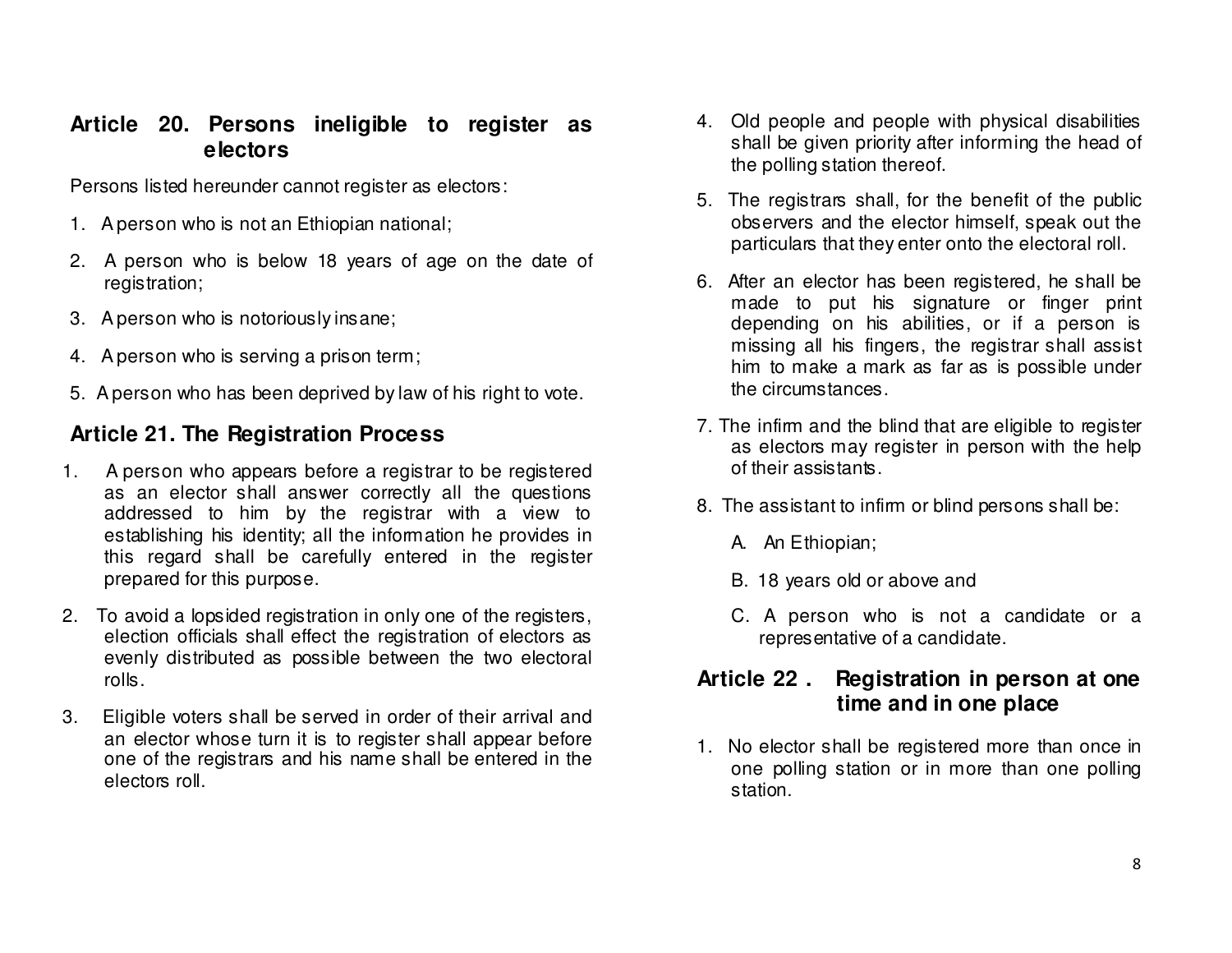## Article 20. Persons ineligible to register as electors

Persons listed hereunder cannot register as electors:

1. A person who is not an Ethiopian national;
2. A person who is below 18 years of age on the date of registration;
3. A person who is notoriously insane;
4. A person who is serving a prison term;
5. A person who has been deprived by law of his right to vote.

## Article 21. The Registration Process

1. A person who appears before a registrar to be registered as an elector shall answer correctly all the questions addressed to him by the registrar with a view to establishing his identity; all the information he provides in this regard shall be carefully entered in the register prepared for this purpose.
2. To avoid a lopsided registration in only one of the registers, election officials shall effect the registration of electors as evenly distributed as possible between the two electoral rolls.
3. Eligible voters shall be served in order of their arrival and an elector whose turn it is to register shall appear before one of the registrars and his name shall be entered in the electors roll.
4. Old people and people with physical disabilities shall be given priority after informing the head of the polling station thereof.
5. The registrars shall, for the benefit of the public observers and the elector himself, speak out the particulars that they enter onto the electoral roll.
6. After an elector has been registered, he shall be made to put his signature or finger print depending on his abilities, or if a person is missing all his fingers, the registrar shall assist him to make a mark as far as is possible under the circumstances.
7. The infirm and the blind that are eligible to register as electors may register in person with the help of their assistants.
8. The assistant to infirm or blind persons shall be:

   A. An Ethiopian;

   B. 18 years old or above and

   C. A person who is not a candidate or a representative of a candidate.

## Article 22 . Registration in person at one time and in one place

1. No elector shall be registered more than once in one polling station or in more than one polling station.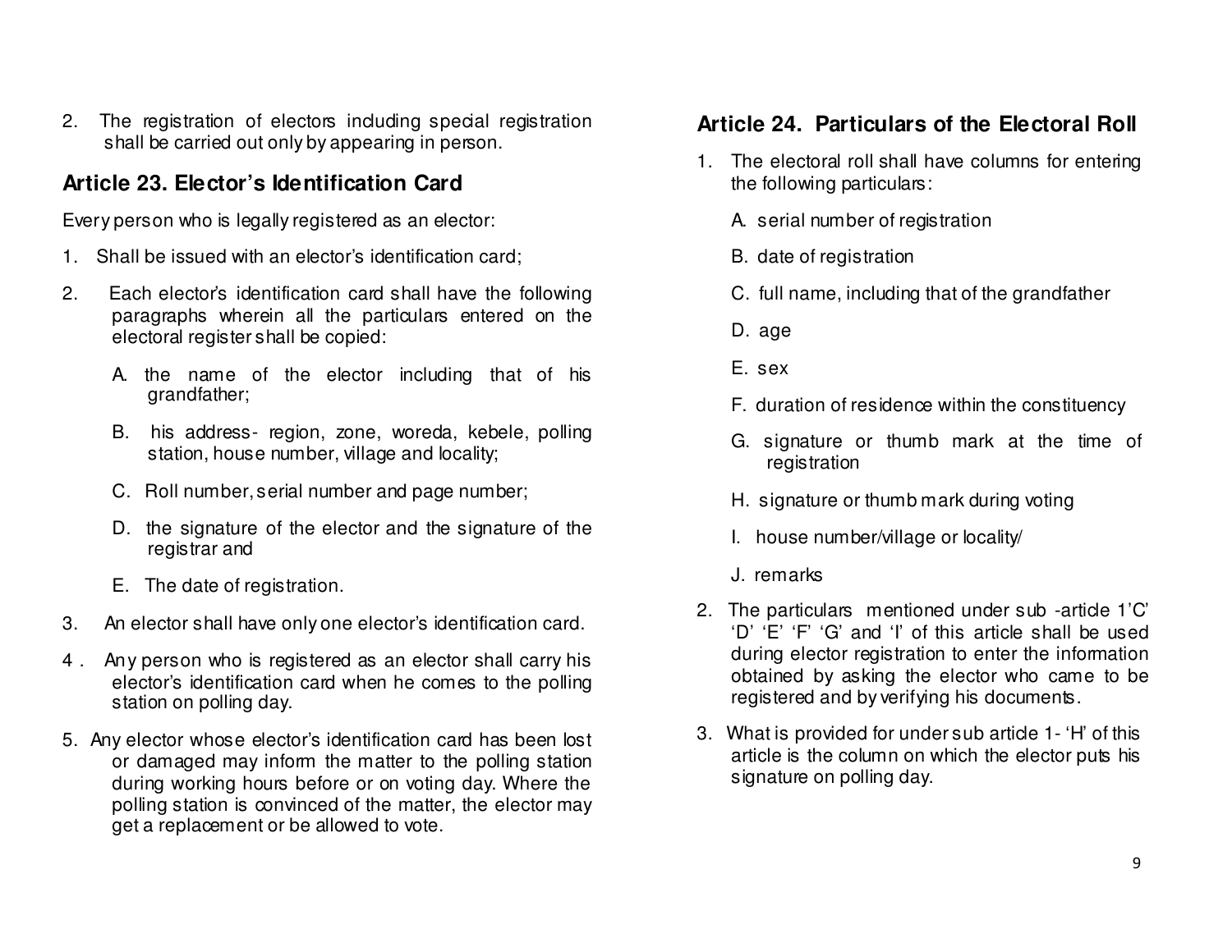2. The registration of electors including special registration shall be carried out only by appearing in person.

## Article 23. Elector's Identification Card

Every person who is legally registered as an elector:

1. Shall be issued with an elector's identification card;
2. Each elector's identification card shall have the following paragraphs wherein all the particulars entered on the electoral register shall be copied:
   A. the name of the elector including that of his grandfather;
   
   B. his address- region, zone, woreda, kebele, polling station, house number, village and locality;
   
   C. Roll number, serial number and page number;
   
   D. the signature of the elector and the signature of the registrar and
   
   E. The date of registration.
3. An elector shall have only one elector's identification card.
4. Any person who is registered as an elector shall carry his elector's identification card when he comes to the polling station on polling day.
5. Any elector whose elector's identification card has been lost or damaged may inform the matter to the polling station during working hours before or on voting day. Where the polling station is convinced of the matter, the elector may get a replacement or be allowed to vote.

## Article 24. Particulars of the Electoral Roll

1. The electoral roll shall have columns for entering the following particulars:
   A. serial number of registration
   
   B. date of registration
   
   C. full name, including that of the grandfather
   
   D. age
   
   E. sex
   
   F. duration of residence within the constituency
   
   G. signature or thumb mark at the time of registration
   
   H. signature or thumb mark during voting
   
   I. house number/village or locality/
   
   J. remarks
2. The particulars mentioned under sub -article 1'C' 'D' 'E' 'F' 'G' and 'I' of this article shall be used during elector registration to enter the information obtained by asking the elector who came to be registered and by verifying his documents.
3. What is provided for under sub article 1- 'H' of this article is the column on which the elector puts his signature on polling day.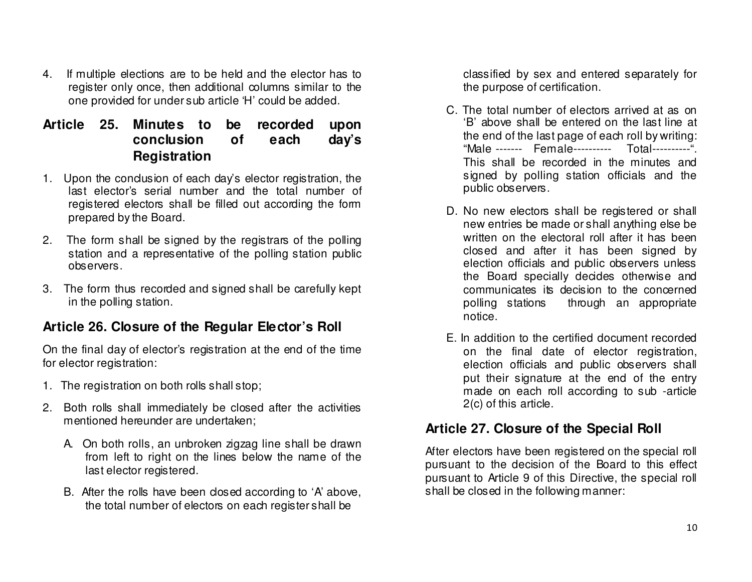4. If multiple elections are to be held and the elector has to register only once, then additional columns similar to the one provided for under sub article 'H' could be added.

## Article 25. Minutes to be recorded upon conclusion of each day's Registration

1. Upon the conclusion of each day's elector registration, the last elector's serial number and the total number of registered electors shall be filled out according the form prepared by the Board.
2. The form shall be signed by the registrars of the polling station and a representative of the polling station public observers.
3. The form thus recorded and signed shall be carefully kept in the polling station.

## Article 26. Closure of the Regular Elector's Roll

On the final day of elector's registration at the end of the time for elector registration:

1. The registration on both rolls shall stop;
2. Both rolls shall immediately be closed after the activities mentioned hereunder are undertaken;
   - A. On both rolls, an unbroken zigzag line shall be drawn from left to right on the lines below the name of the last elector registered.
   - B. After the rolls have been closed according to 'A' above, the total number of electors on each register shall be classified by sex and entered separately for the purpose of certification.
   - C. The total number of electors arrived at as on 'B' above shall be entered on the last line at the end of the last page of each roll by writing: "Male ------- Female---------- Total----------". This shall be recorded in the minutes and signed by polling station officials and the public observers.
   - D. No new electors shall be registered or shall new entries be made or shall anything else be written on the electoral roll after it has been closed and after it has been signed by election officials and public observers unless the Board specially decides otherwise and communicates its decision to the concerned polling stations through an appropriate notice.
   - E. In addition to the certified document recorded on the final date of elector registration, election officials and public observers shall put their signature at the end of the entry made on each roll according to sub -article 2(c) of this article.

## Article 27. Closure of the Special Roll

After electors have been registered on the special roll pursuant to the decision of the Board to this effect pursuant to Article 9 of this Directive, the special roll shall be closed in the following manner: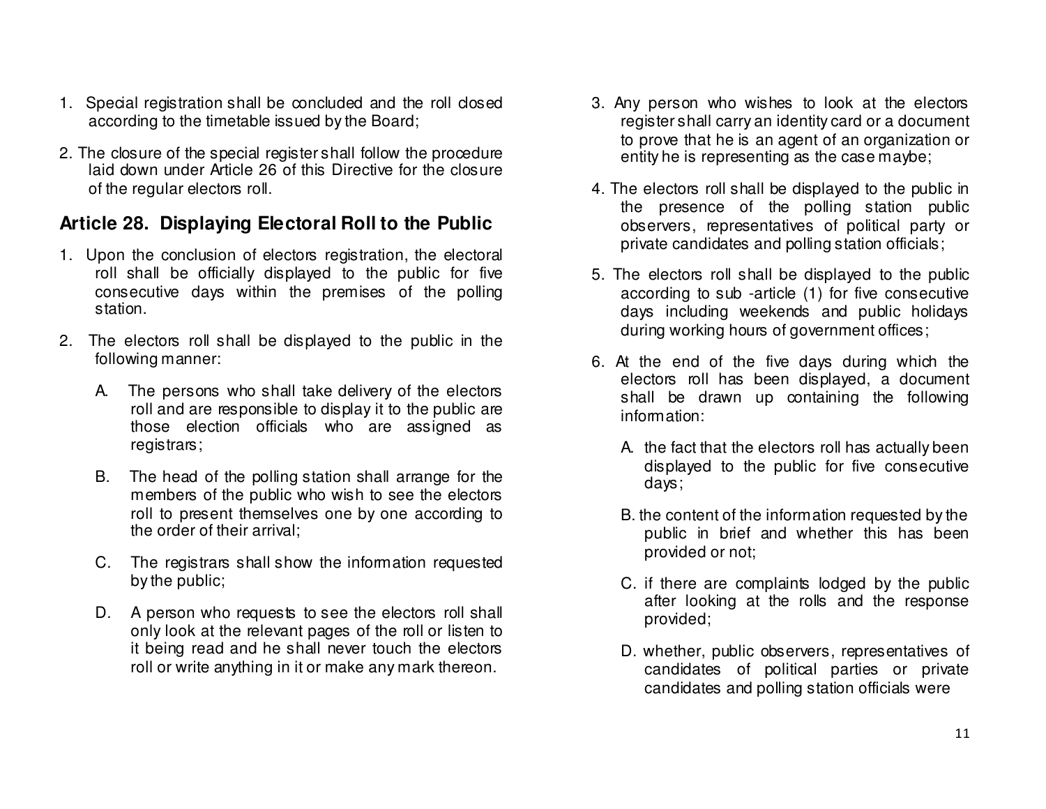1. Special registration shall be concluded and the roll closed according to the timetable issued by the Board;

2. The closure of the special register shall follow the procedure laid down under Article 26 of this Directive for the closure of the regular electors roll.

## Article 28. Displaying Electoral Roll to the Public

1. Upon the conclusion of electors registration, the electoral roll shall be officially displayed to the public for five consecutive days within the premises of the polling station.

2. The electors roll shall be displayed to the public in the following manner:

   A. The persons who shall take delivery of the electors roll and are responsible to display it to the public are those election officials who are assigned as registrars;

   B. The head of the polling station shall arrange for the members of the public who wish to see the electors roll to present themselves one by one according to the order of their arrival;

   C. The registrars shall show the information requested by the public;

   D. A person who requests to see the electors roll shall only look at the relevant pages of the roll or listen to it being read and he shall never touch the electors roll or write anything in it or make any mark thereon.

3. Any person who wishes to look at the electors register shall carry an identity card or a document to prove that he is an agent of an organization or entity he is representing as the case maybe;

4. The electors roll shall be displayed to the public in the presence of the polling station public observers, representatives of political party or private candidates and polling station officials;

5. The electors roll shall be displayed to the public according to sub -article (1) for five consecutive days including weekends and public holidays during working hours of government offices;

6. At the end of the five days during which the electors roll has been displayed, a document shall be drawn up containing the following information:

   A. the fact that the electors roll has actually been displayed to the public for five consecutive days;

   B. the content of the information requested by the public in brief and whether this has been provided or not;

   C. if there are complaints lodged by the public after looking at the rolls and the response provided;

   D. whether, public observers, representatives of candidates of political parties or private candidates and polling station officials were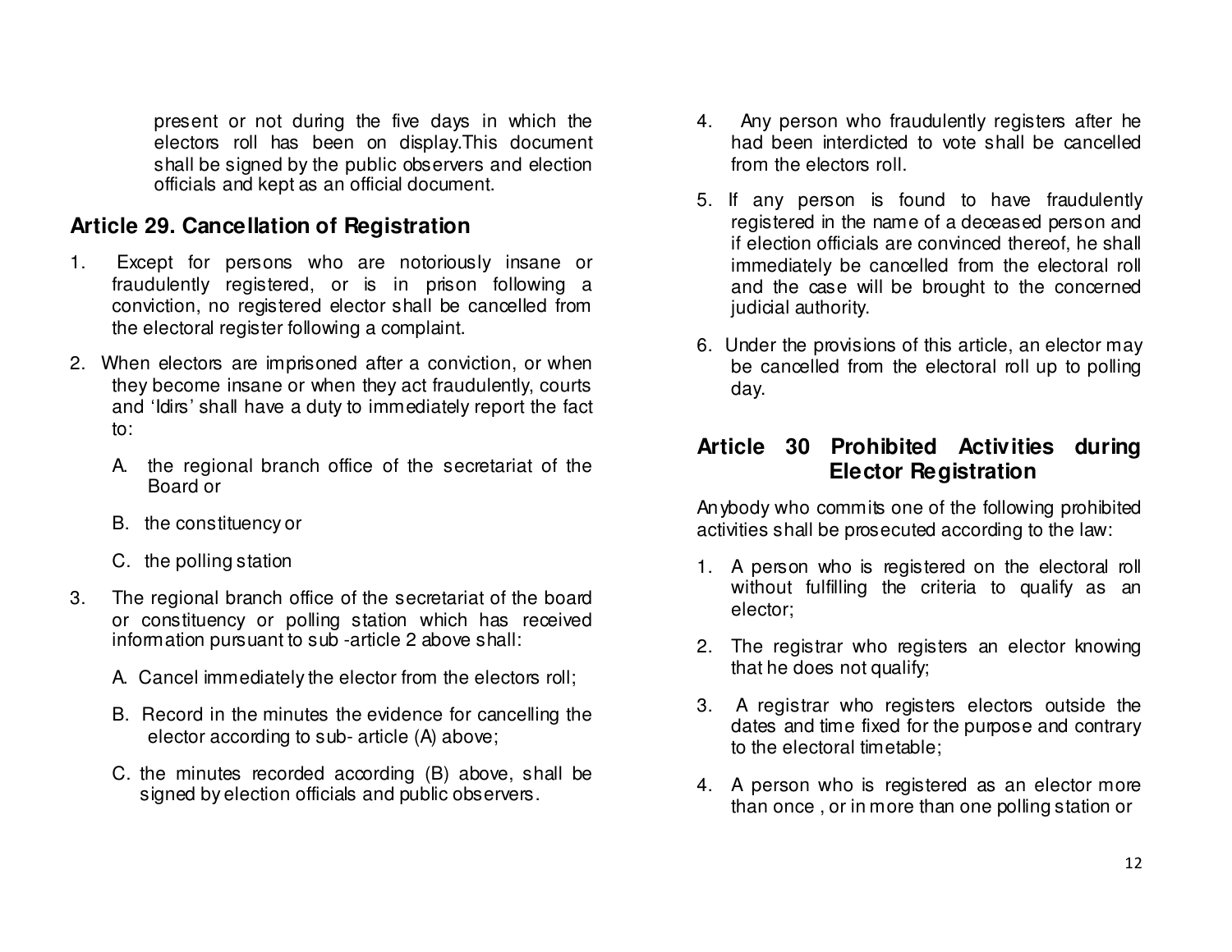present or not during the five days in which the electors roll has been on display.This document shall be signed by the public observers and election officials and kept as an official document.

## Article 29. Cancellation of Registration

1. Except for persons who are notoriously insane or fraudulently registered, or is in prison following a conviction, no registered elector shall be cancelled from the electoral register following a complaint.
2. When electors are imprisoned after a conviction, or when they become insane or when they act fraudulently, courts and 'Idirs' shall have a duty to immediately report the fact to:
   A. the regional branch office of the secretariat of the Board or
   B. the constituency or
   C. the polling station
3. The regional branch office of the secretariat of the board or constituency or polling station which has received information pursuant to sub -article 2 above shall:
   A. Cancel immediately the elector from the electors roll;
   B. Record in the minutes the evidence for cancelling the elector according to sub- article (A) above;
   C. the minutes recorded according (B) above, shall be signed by election officials and public observers.
4. Any person who fraudulently registers after he had been interdicted to vote shall be cancelled from the electors roll.
5. If any person is found to have fraudulently registered in the name of a deceased person and if election officials are convinced thereof, he shall immediately be cancelled from the electoral roll and the case will be brought to the concerned judicial authority.
6. Under the provisions of this article, an elector may be cancelled from the electoral roll up to polling day.

## Article 30 Prohibited Activities during Elector Registration

Anybody who commits one of the following prohibited activities shall be prosecuted according to the law:

1. A person who is registered on the electoral roll without fulfilling the criteria to qualify as an elector;
2. The registrar who registers an elector knowing that he does not qualify;
3. A registrar who registers electors outside the dates and time fixed for the purpose and contrary to the electoral timetable;
4. A person who is registered as an elector more than once , or in more than one polling station or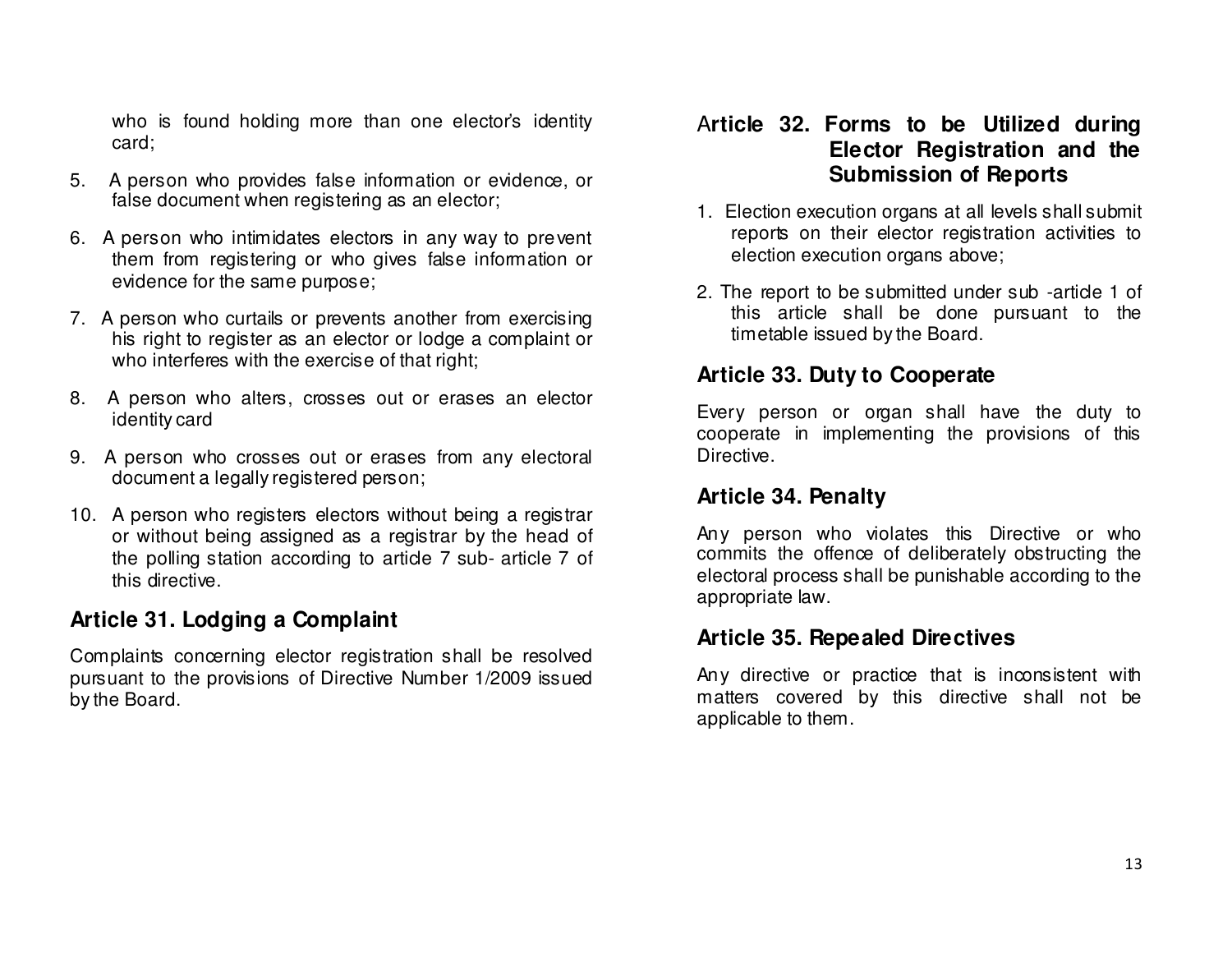who is found holding more than one elector's identity card;

5. A person who provides false information or evidence, or false document when registering as an elector;

6. A person who intimidates electors in any way to prevent them from registering or who gives false information or evidence for the same purpose;

7. A person who curtails or prevents another from exercising his right to register as an elector or lodge a complaint or who interferes with the exercise of that right;

8. A person who alters, crosses out or erases an elector identity card

9. A person who crosses out or erases from any electoral document a legally registered person;

10. A person who registers electors without being a registrar or without being assigned as a registrar by the head of the polling station according to article 7 sub- article 7 of this directive.

## Article 31. Lodging a Complaint

Complaints concerning elector registration shall be resolved pursuant to the provisions of Directive Number 1/2009 issued by the Board.

## Article 32. Forms to be Utilized during Elector Registration and the Submission of Reports

1. Election execution organs at all levels shall submit reports on their elector registration activities to election execution organs above;

2. The report to be submitted under sub -article 1 of this article shall be done pursuant to the timetable issued by the Board.

## Article 33. Duty to Cooperate

Every person or organ shall have the duty to cooperate in implementing the provisions of this Directive.

## Article 34. Penalty

Any person who violates this Directive or who commits the offence of deliberately obstructing the electoral process shall be punishable according to the appropriate law.

## Article 35. Repealed Directives

Any directive or practice that is inconsistent with matters covered by this directive shall not be applicable to them.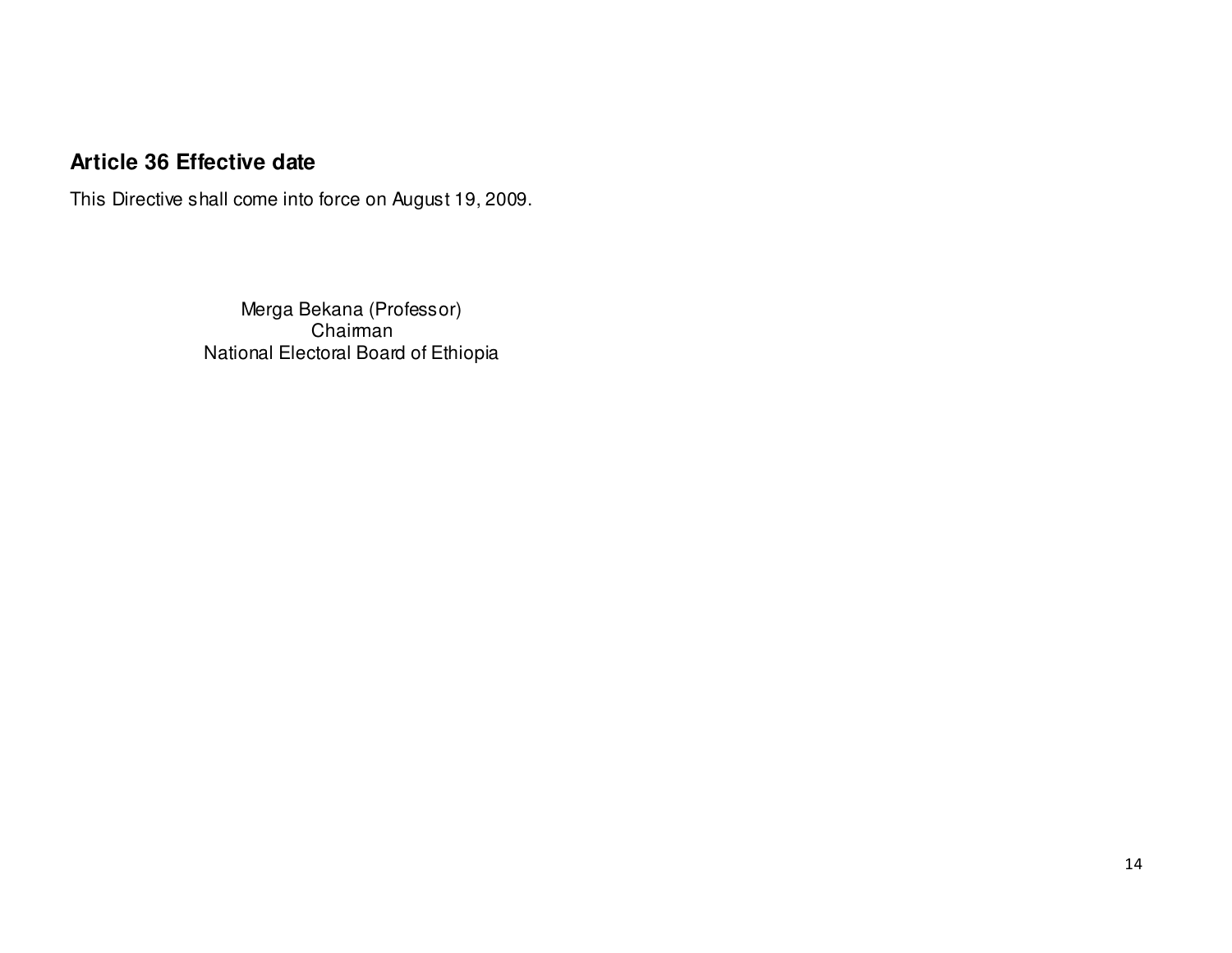## Article 36 Effective date

This Directive shall come into force on August 19, 2009.

Merga Bekana (Professor)
Chairman
National Electoral Board of Ethiopia